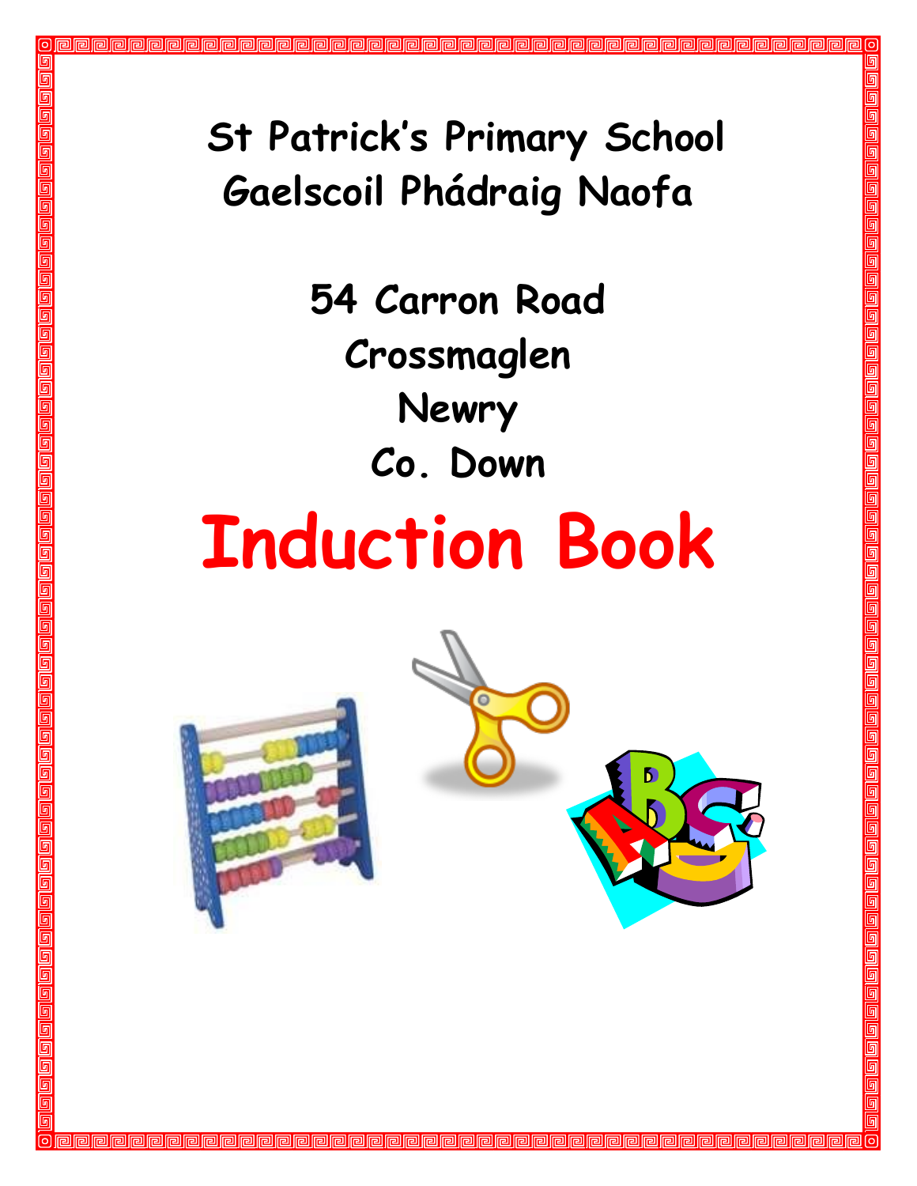# St Patrick's Primary School
# Gaelscoil Phádraig Naofa

54 Carron Road
Crossmaglen
Newry
Co. Down

# Induction Book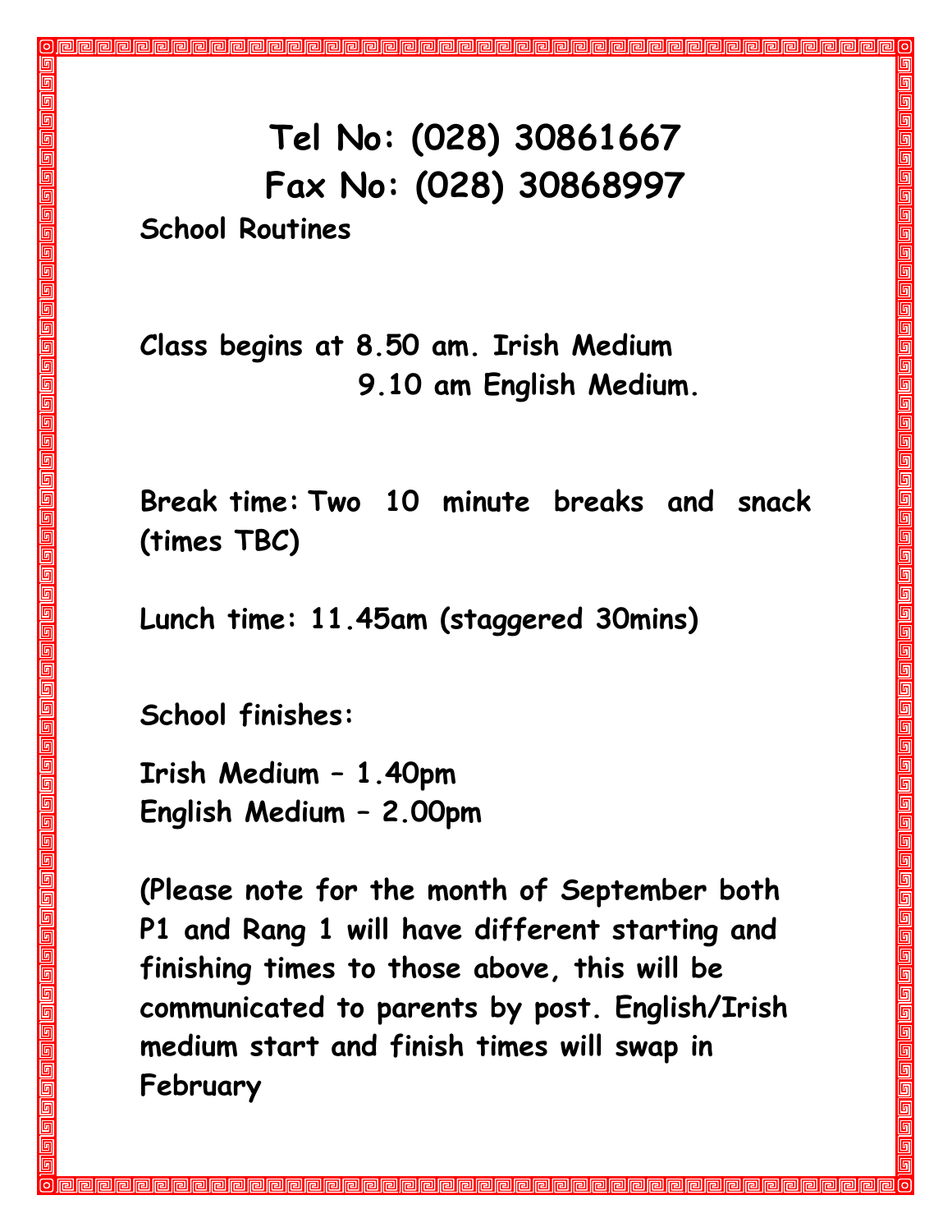**Tel No: (028) 30861667**
**Fax No: (028) 30868997**

**School Routines**

**Class begins at 8.50 am. Irish Medium**
**9.10 am English Medium.**

**Break time: Two 10 minute breaks and snack (times TBC)**

**Lunch time: 11.45am (staggered 30mins)**

**School finishes:**

**Irish Medium – 1.40pm**
**English Medium – 2.00pm**

**(Please note for the month of September both P1 and Rang 1 will have different starting and finishing times to those above, this will be communicated to parents by post. English/Irish medium start and finish times will swap in February**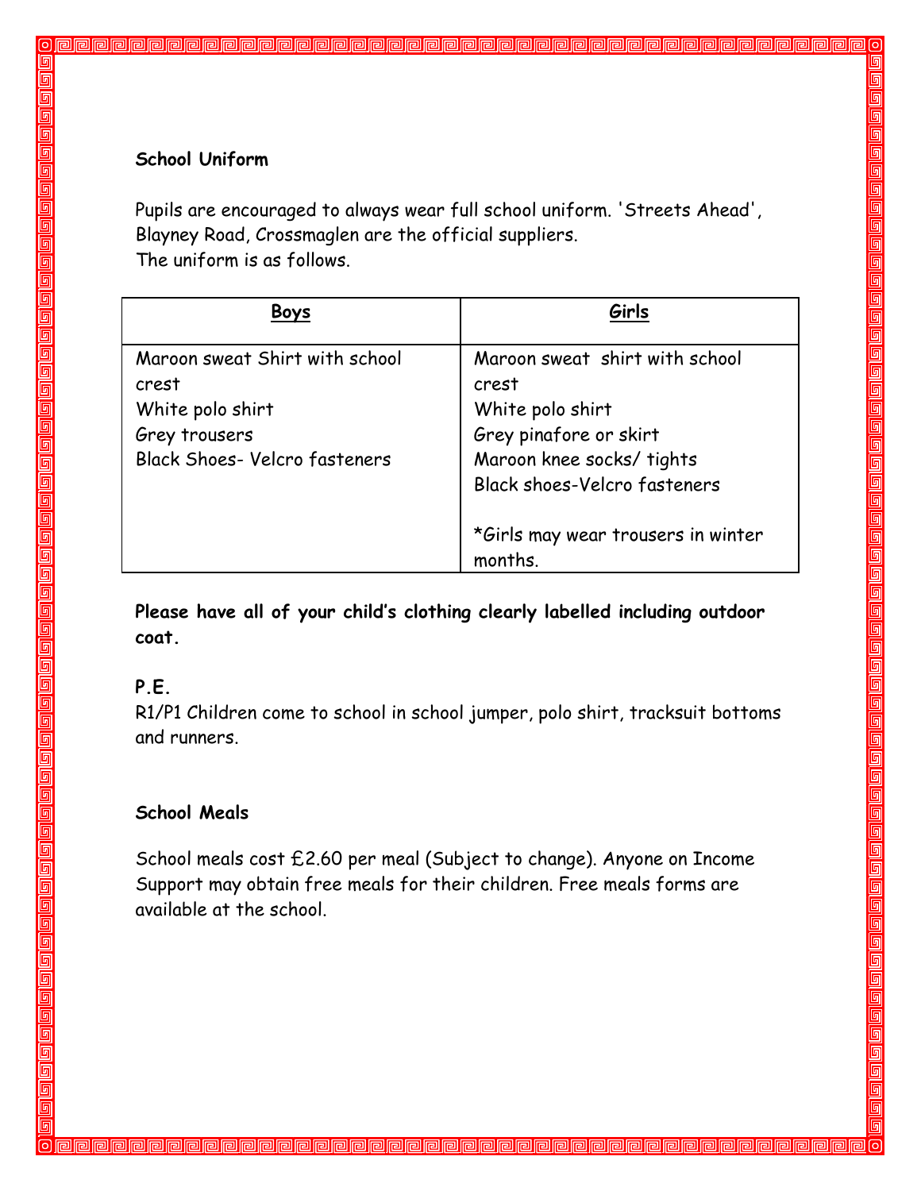**School Uniform**

Pupils are encouraged to always wear full school uniform. 'Streets Ahead', Blayney Road, Crossmaglen are the official suppliers.
The uniform is as follows.

| <u>Boys</u> | <u>Girls</u> |
|---|---|
| Maroon sweat Shirt with school crest<br>White polo shirt<br>Grey trousers<br>Black Shoes- Velcro fasteners | Maroon sweat shirt with school crest<br>White polo shirt<br>Grey pinafore or skirt<br>Maroon knee socks/ tights<br>Black shoes-Velcro fasteners<br><br>*Girls may wear trousers in winter months. |

**Please have all of your child's clothing clearly labelled including outdoor coat.**

**P.E.**

R1/P1 Children come to school in school jumper, polo shirt, tracksuit bottoms and runners.

**School Meals**

School meals cost £2.60 per meal (Subject to change). Anyone on Income Support may obtain free meals for their children. Free meals forms are available at the school.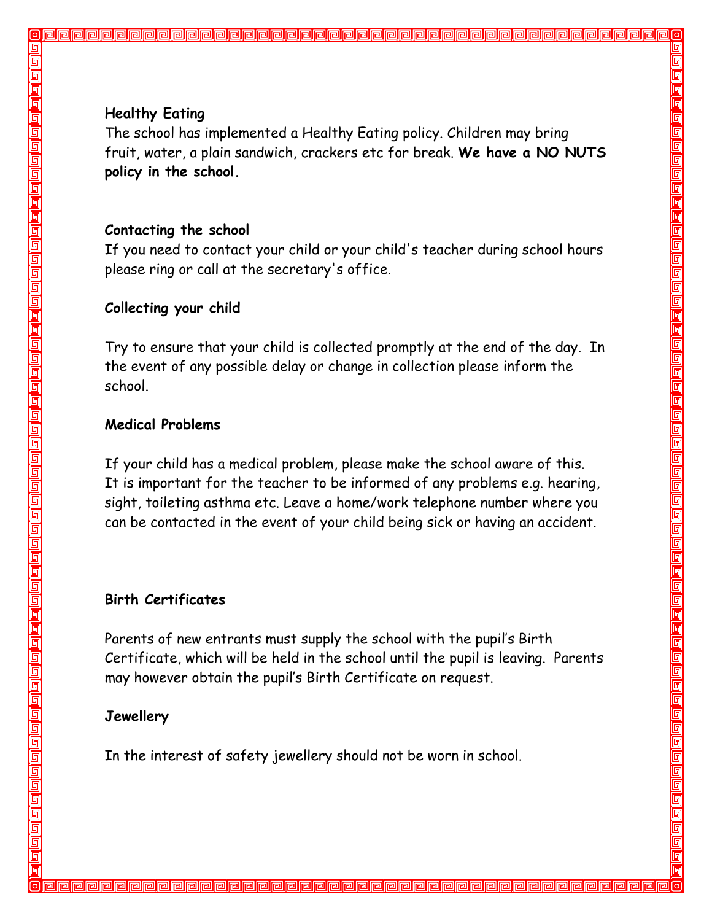**Healthy Eating**

The school has implemented a Healthy Eating policy. Children may bring fruit, water, a plain sandwich, crackers etc for break. **We have a NO NUTS policy in the school.**

**Contacting the school**

If you need to contact your child or your child's teacher during school hours please ring or call at the secretary's office.

**Collecting your child**

Try to ensure that your child is collected promptly at the end of the day. In the event of any possible delay or change in collection please inform the school.

**Medical Problems**

If your child has a medical problem, please make the school aware of this. It is important for the teacher to be informed of any problems e.g. hearing, sight, toileting asthma etc. Leave a home/work telephone number where you can be contacted in the event of your child being sick or having an accident.

**Birth Certificates**

Parents of new entrants must supply the school with the pupil's Birth Certificate, which will be held in the school until the pupil is leaving. Parents may however obtain the pupil's Birth Certificate on request.

**Jewellery**

In the interest of safety jewellery should not be worn in school.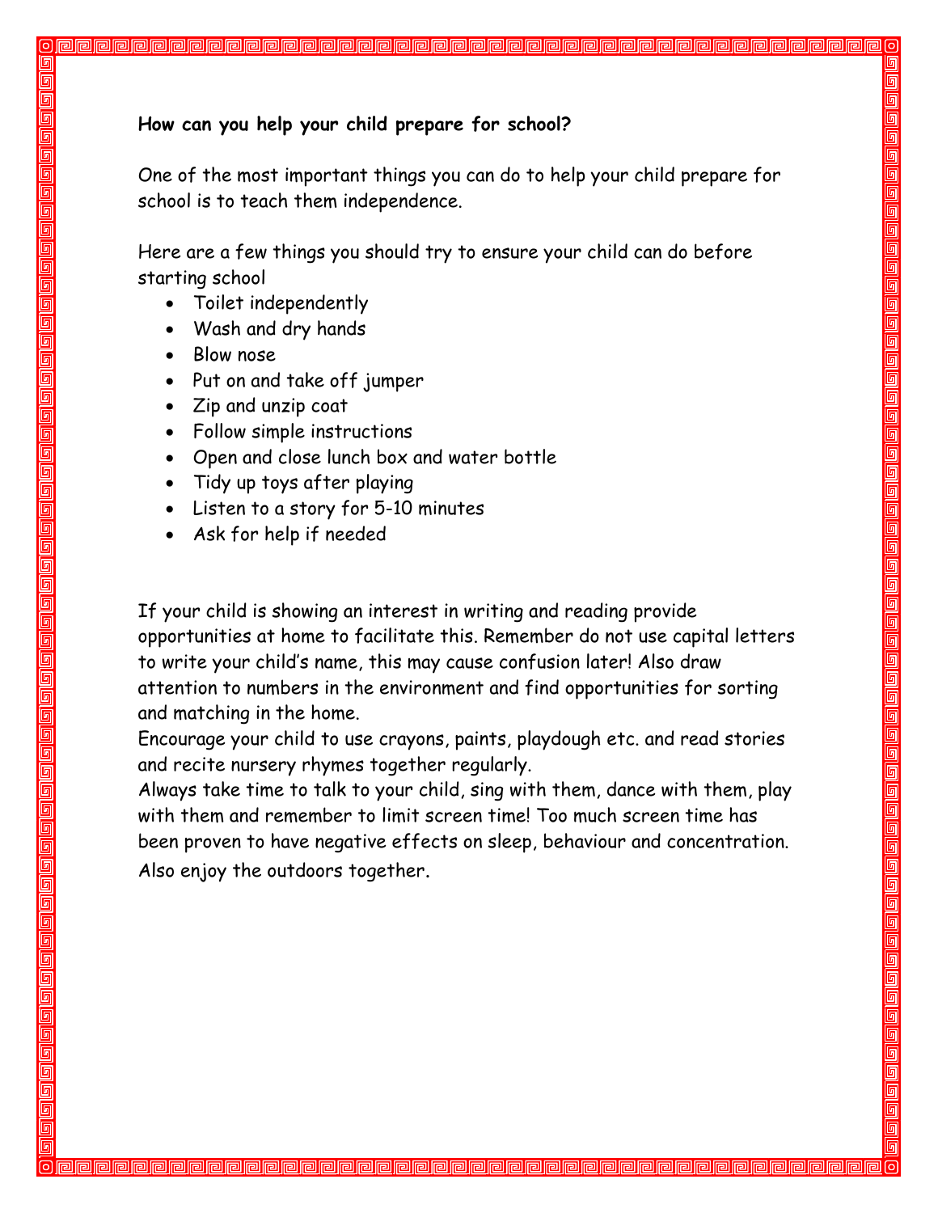**How can you help your child prepare for school?**

One of the most important things you can do to help your child prepare for school is to teach them independence.

Here are a few things you should try to ensure your child can do before starting school

- Toilet independently
- Wash and dry hands
- Blow nose
- Put on and take off jumper
- Zip and unzip coat
- Follow simple instructions
- Open and close lunch box and water bottle
- Tidy up toys after playing
- Listen to a story for 5-10 minutes
- Ask for help if needed

If your child is showing an interest in writing and reading provide opportunities at home to facilitate this. Remember do not use capital letters to write your child's name, this may cause confusion later! Also draw attention to numbers in the environment and find opportunities for sorting and matching in the home.

Encourage your child to use crayons, paints, playdough etc. and read stories and recite nursery rhymes together regularly.

Always take time to talk to your child, sing with them, dance with them, play with them and remember to limit screen time! Too much screen time has been proven to have negative effects on sleep, behaviour and concentration. Also enjoy the outdoors together.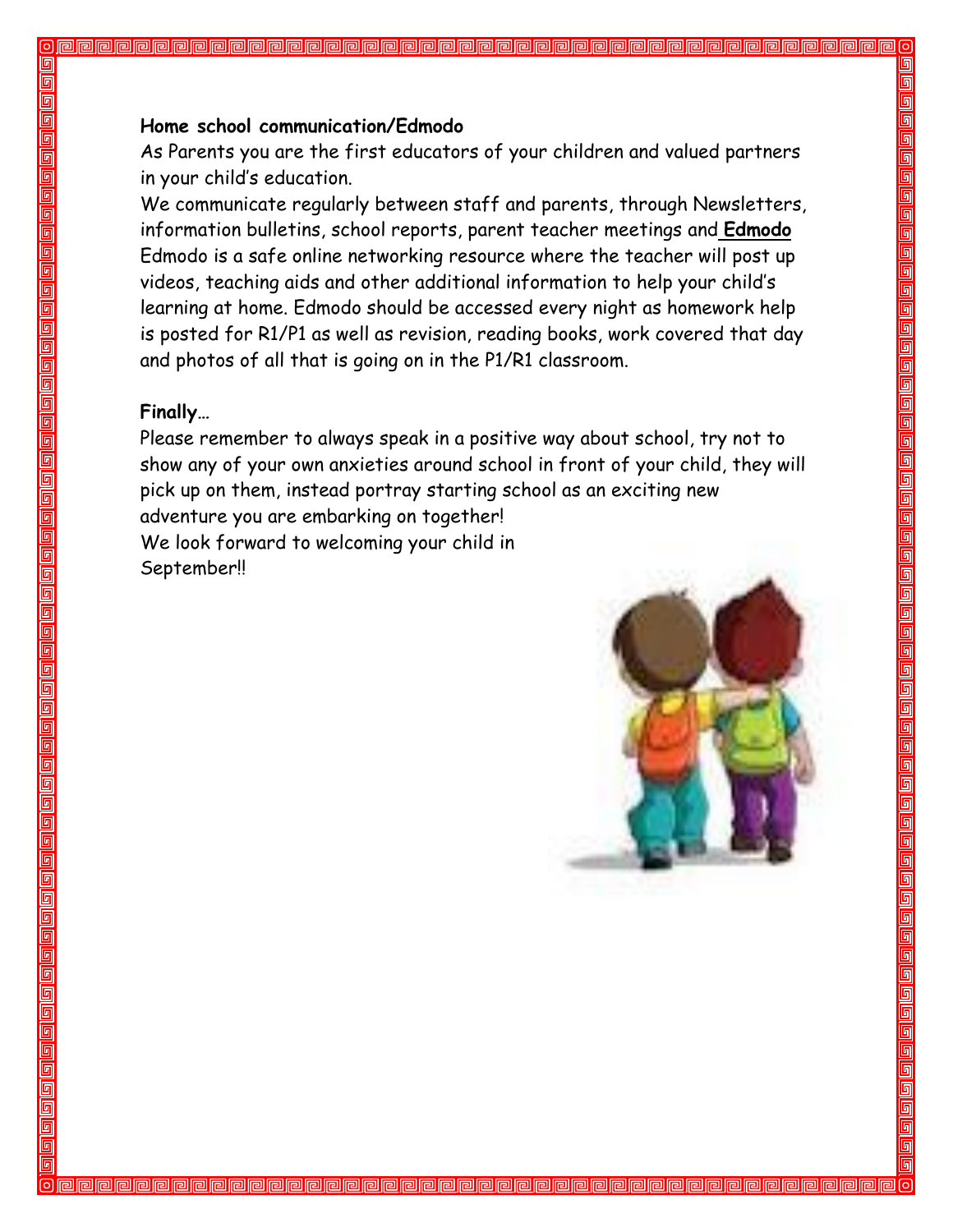**Home school communication/Edmodo**

As Parents you are the first educators of your children and valued partners in your child's education.

We communicate regularly between staff and parents, through Newsletters, information bulletins, school reports, parent teacher meetings and **Edmodo**

Edmodo is a safe online networking resource where the teacher will post up videos, teaching aids and other additional information to help your child's learning at home. Edmodo should be accessed every night as homework help is posted for R1/P1 as well as revision, reading books, work covered that day and photos of all that is going on in the P1/R1 classroom.

**Finally…**

Please remember to always speak in a positive way about school, try not to show any of your own anxieties around school in front of your child, they will pick up on them, instead portray starting school as an exciting new adventure you are embarking on together!

We look forward to welcoming your child in September!!